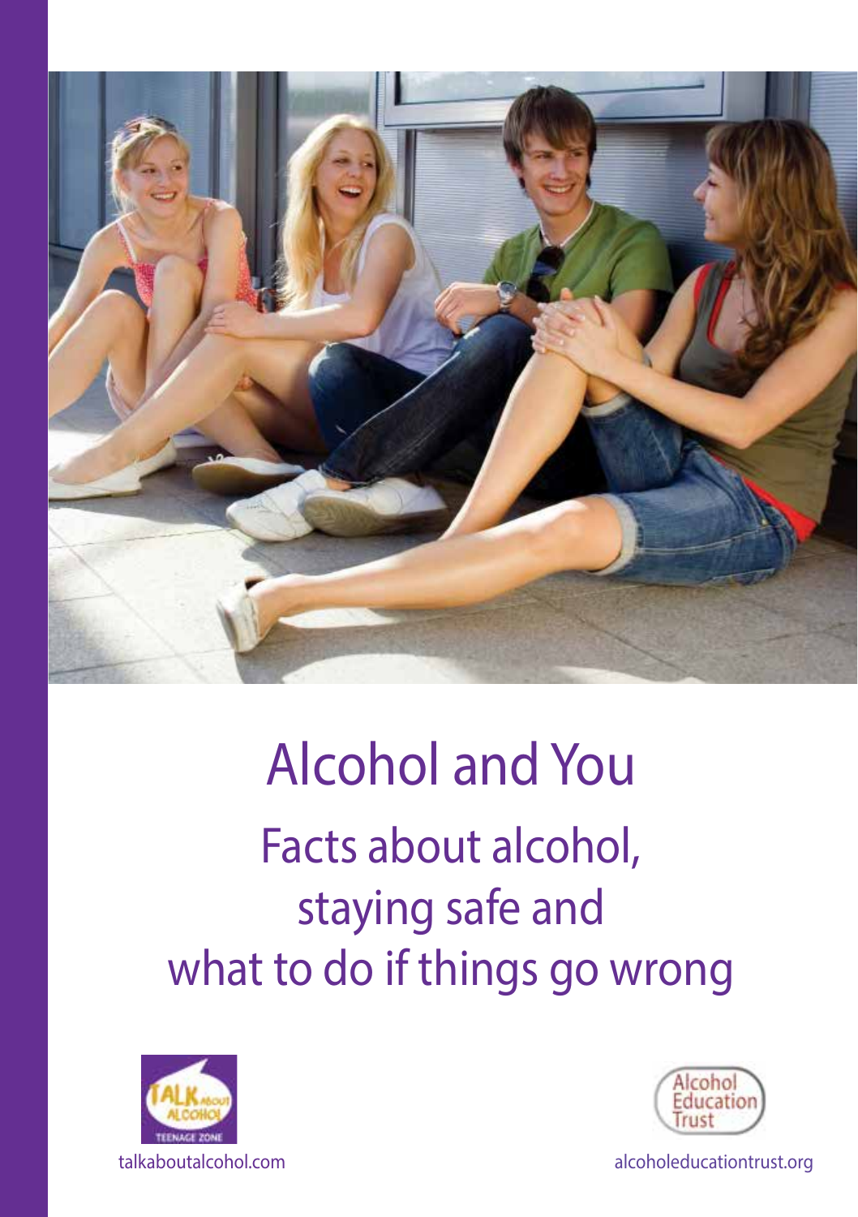# Alcohol and You

## Facts about alcohol, staying safe and what to do if things go wrong

talkaboutalcohol.com

alcoholeducationtrust.org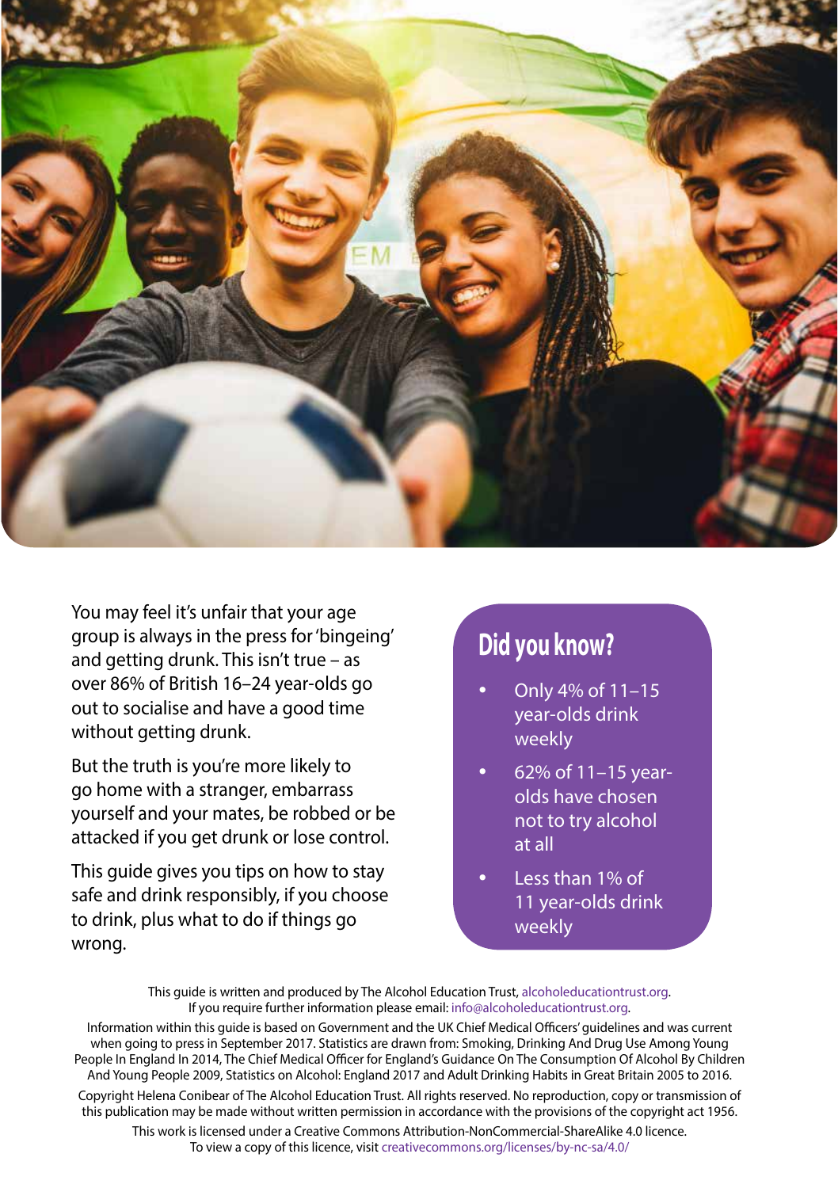You may feel it's unfair that your age group is always in the press for 'bingeing' and getting drunk. This isn't true – as over 86% of British 16–24 year-olds go out to socialise and have a good time without getting drunk.

But the truth is you're more likely to go home with a stranger, embarrass yourself and your mates, be robbed or be attacked if you get drunk or lose control.

This guide gives you tips on how to stay safe and drink responsibly, if you choose to drink, plus what to do if things go wrong.

## Did you know?

- Only 4% of 11–15 year-olds drink weekly
- 62% of 11–15 year-olds have chosen not to try alcohol at all
- Less than 1% of 11 year-olds drink weekly

This guide is written and produced by The Alcohol Education Trust, alcoholeducationtrust.org.
If you require further information please email: info@alcoholeducationtrust.org.

Information within this guide is based on Government and the UK Chief Medical Officers' guidelines and was current when going to press in September 2017. Statistics are drawn from: Smoking, Drinking And Drug Use Among Young People In England In 2014, The Chief Medical Officer for England's Guidance On The Consumption Of Alcohol By Children And Young People 2009, Statistics on Alcohol: England 2017 and Adult Drinking Habits in Great Britain 2005 to 2016.

Copyright Helena Conibear of The Alcohol Education Trust. All rights reserved. No reproduction, copy or transmission of this publication may be made without written permission in accordance with the provisions of the copyright act 1956.

This work is licensed under a Creative Commons Attribution-NonCommercial-ShareAlike 4.0 licence.
To view a copy of this licence, visit creativecommons.org/licenses/by-nc-sa/4.0/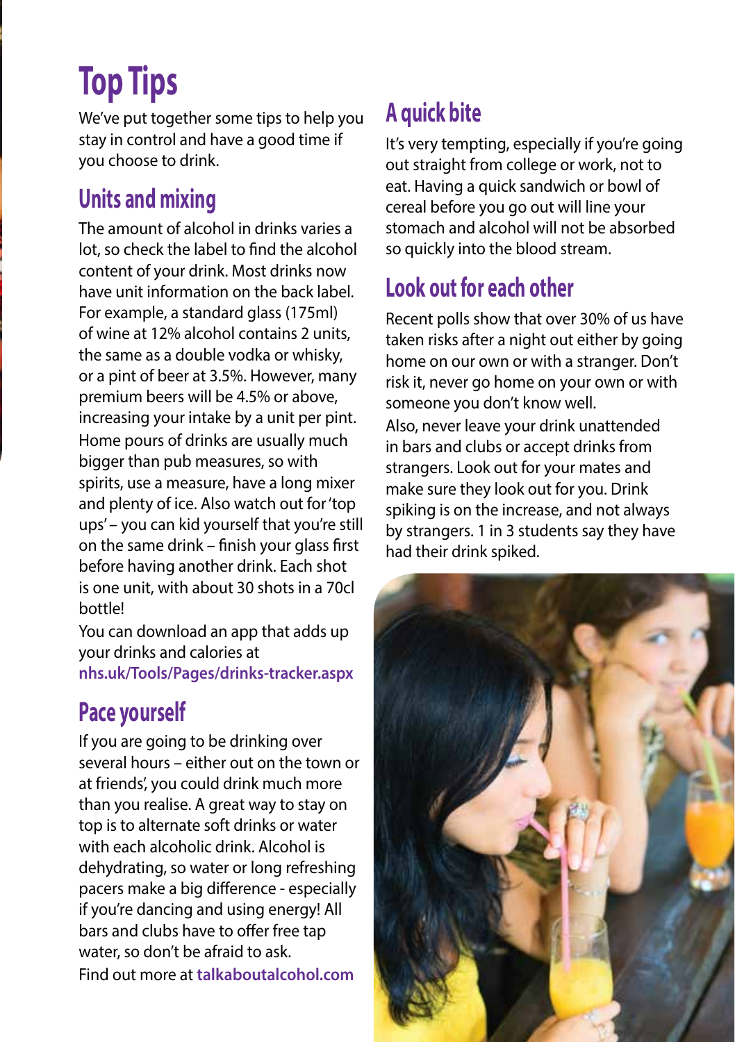# Top Tips

We've put together some tips to help you stay in control and have a good time if you choose to drink.

## Units and mixing

The amount of alcohol in drinks varies a lot, so check the label to find the alcohol content of your drink. Most drinks now have unit information on the back label. For example, a standard glass (175ml) of wine at 12% alcohol contains 2 units, the same as a double vodka or whisky, or a pint of beer at 3.5%. However, many premium beers will be 4.5% or above, increasing your intake by a unit per pint.

Home pours of drinks are usually much bigger than pub measures, so with spirits, use a measure, have a long mixer and plenty of ice. Also watch out for 'top ups' – you can kid yourself that you're still on the same drink – finish your glass first before having another drink. Each shot is one unit, with about 30 shots in a 70cl bottle!

You can download an app that adds up your drinks and calories at **nhs.uk/Tools/Pages/drinks-tracker.aspx**

## Pace yourself

If you are going to be drinking over several hours – either out on the town or at friends', you could drink much more than you realise. A great way to stay on top is to alternate soft drinks or water with each alcoholic drink. Alcohol is dehydrating, so water or long refreshing pacers make a big difference - especially if you're dancing and using energy! All bars and clubs have to offer free tap water, so don't be afraid to ask.

Find out more at **talkaboutalcohol.com**

## A quick bite

It's very tempting, especially if you're going out straight from college or work, not to eat. Having a quick sandwich or bowl of cereal before you go out will line your stomach and alcohol will not be absorbed so quickly into the blood stream.

## Look out for each other

Recent polls show that over 30% of us have taken risks after a night out either by going home on our own or with a stranger. Don't risk it, never go home on your own or with someone you don't know well.

Also, never leave your drink unattended in bars and clubs or accept drinks from strangers. Look out for your mates and make sure they look out for you. Drink spiking is on the increase, and not always by strangers. 1 in 3 students say they have had their drink spiked.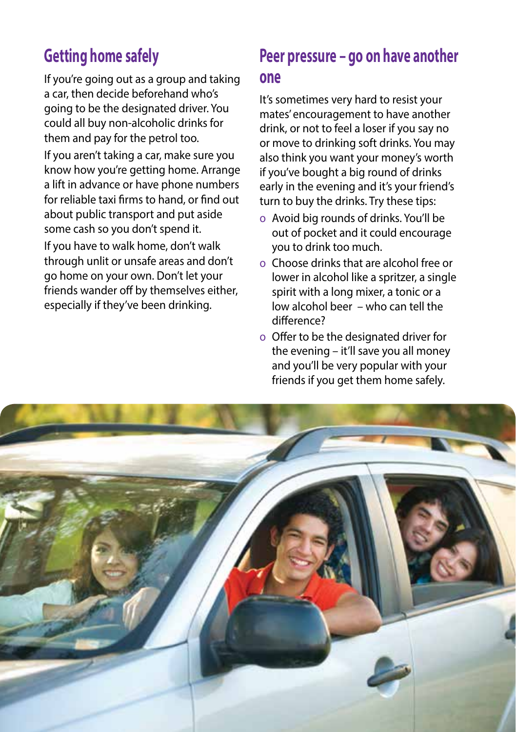## Getting home safely

If you're going out as a group and taking a car, then decide beforehand who's going to be the designated driver. You could all buy non-alcoholic drinks for them and pay for the petrol too.

If you aren't taking a car, make sure you know how you're getting home. Arrange a lift in advance or have phone numbers for reliable taxi firms to hand, or find out about public transport and put aside some cash so you don't spend it.

If you have to walk home, don't walk through unlit or unsafe areas and don't go home on your own. Don't let your friends wander off by themselves either, especially if they've been drinking.

## Peer pressure – go on have another one

It's sometimes very hard to resist your mates' encouragement to have another drink, or not to feel a loser if you say no or move to drinking soft drinks. You may also think you want your money's worth if you've bought a big round of drinks early in the evening and it's your friend's turn to buy the drinks. Try these tips:

- Avoid big rounds of drinks. You'll be out of pocket and it could encourage you to drink too much.
- Choose drinks that are alcohol free or lower in alcohol like a spritzer, a single spirit with a long mixer, a tonic or a low alcohol beer – who can tell the difference?
- Offer to be the designated driver for the evening – it'll save you all money and you'll be very popular with your friends if you get them home safely.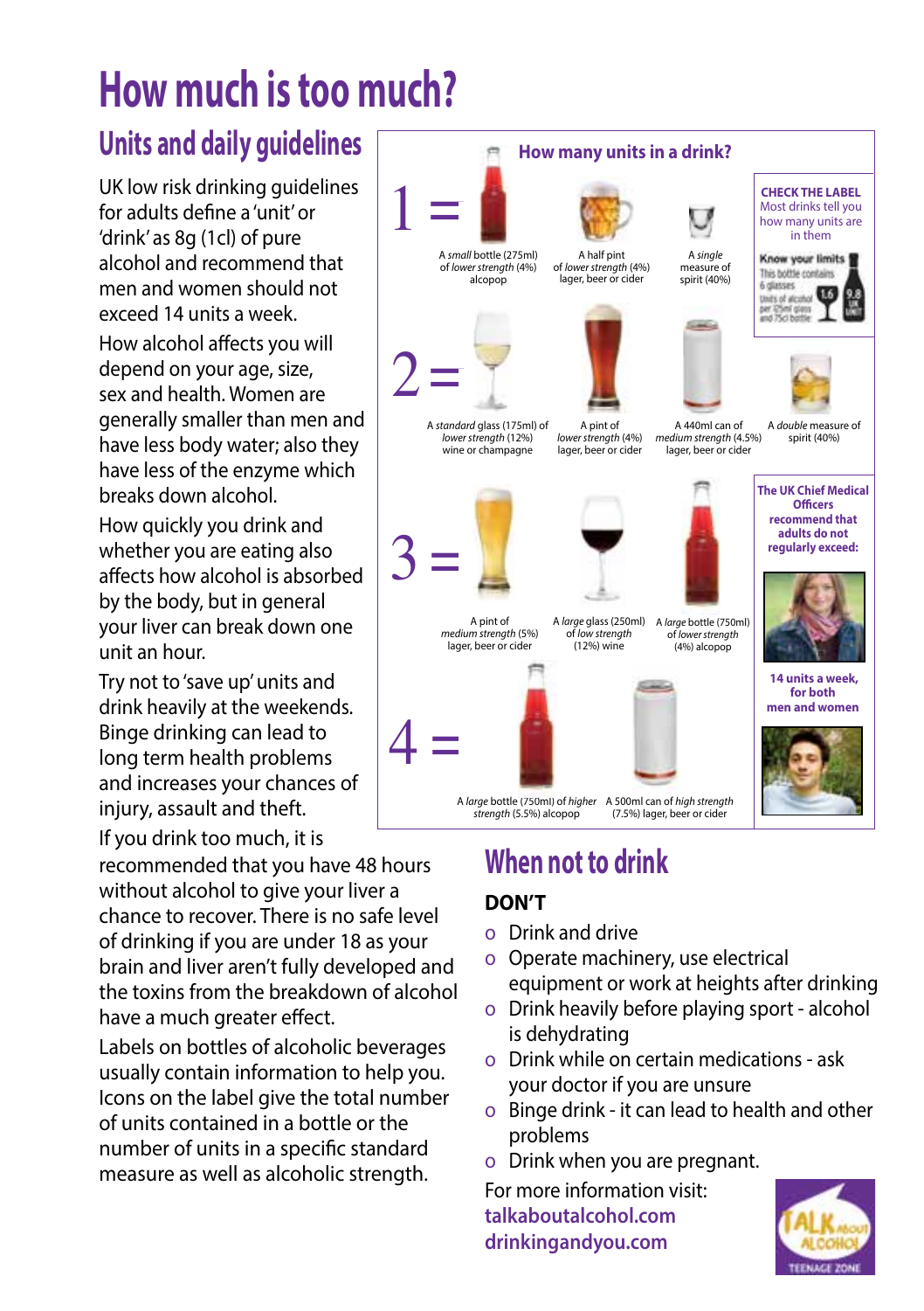# How much is too much?

## Units and daily guidelines

UK low risk drinking guidelines for adults define a 'unit' or 'drink' as 8g (1cl) of pure alcohol and recommend that men and women should not exceed 14 units a week.

How alcohol affects you will depend on your age, size, sex and health. Women are generally smaller than men and have less body water; also they have less of the enzyme which breaks down alcohol.

How quickly you drink and whether you are eating also affects how alcohol is absorbed by the body, but in general your liver can break down one unit an hour.

Try not to 'save up' units and drink heavily at the weekends. Binge drinking can lead to long term health problems and increases your chances of injury, assault and theft.

If you drink too much, it is recommended that you have 48 hours without alcohol to give your liver a chance to recover. There is no safe level of drinking if you are under 18 as your brain and liver aren't fully developed and the toxins from the breakdown of alcohol have a much greater effect.

Labels on bottles of alcoholic beverages usually contain information to help you. Icons on the label give the total number of units contained in a bottle or the number of units in a specific standard measure as well as alcoholic strength.

### How many units in a drink?

**1 =**
- A *small* bottle (275ml) of *lower strength* (4%) alcopop
- A half pint of *lower strength* (4%) lager, beer or cider
- A *single* measure of spirit (40%)

**2 =**
- A *standard* glass (175ml) of *lower strength* (12%) wine or champagne
- A pint of *lower strength* (4%) lager, beer or cider
- A 440ml can of *medium strength* (4.5%) lager, beer or cider
- A *double* measure of spirit (40%)

**3 =**
- A pint of *medium strength* (5%) lager, beer or cider
- A *large* glass (250ml) of *low strength* (12%) wine
- A *large* bottle (750ml) of *lower strength* (4%) alcopop

**4 =**
- A *large* bottle (750ml) of *higher strength* (5.5%) alcopop
- A 500ml can of *high strength* (7.5%) lager, beer or cider

**CHECK THE LABEL**
Most drinks tell you how many units are in them

Know your limits
This bottle contains 6 glasses
Units of alcohol per 125ml glass and 75cl bottle
1.6
9.8 UK UNIT

**The UK Chief Medical Officers recommend that adults do not regularly exceed:**

**14 units a week, for both men and women**

## When not to drink

**DON'T**

- Drink and drive
- Operate machinery, use electrical equipment or work at heights after drinking
- Drink heavily before playing sport - alcohol is dehydrating
- Drink while on certain medications - ask your doctor if you are unsure
- Binge drink - it can lead to health and other problems
- Drink when you are pregnant.

For more information visit:
**talkaboutalcohol.com**
**drinkingandyou.com**

TALK ABOUT ALCOHOL TEENAGE ZONE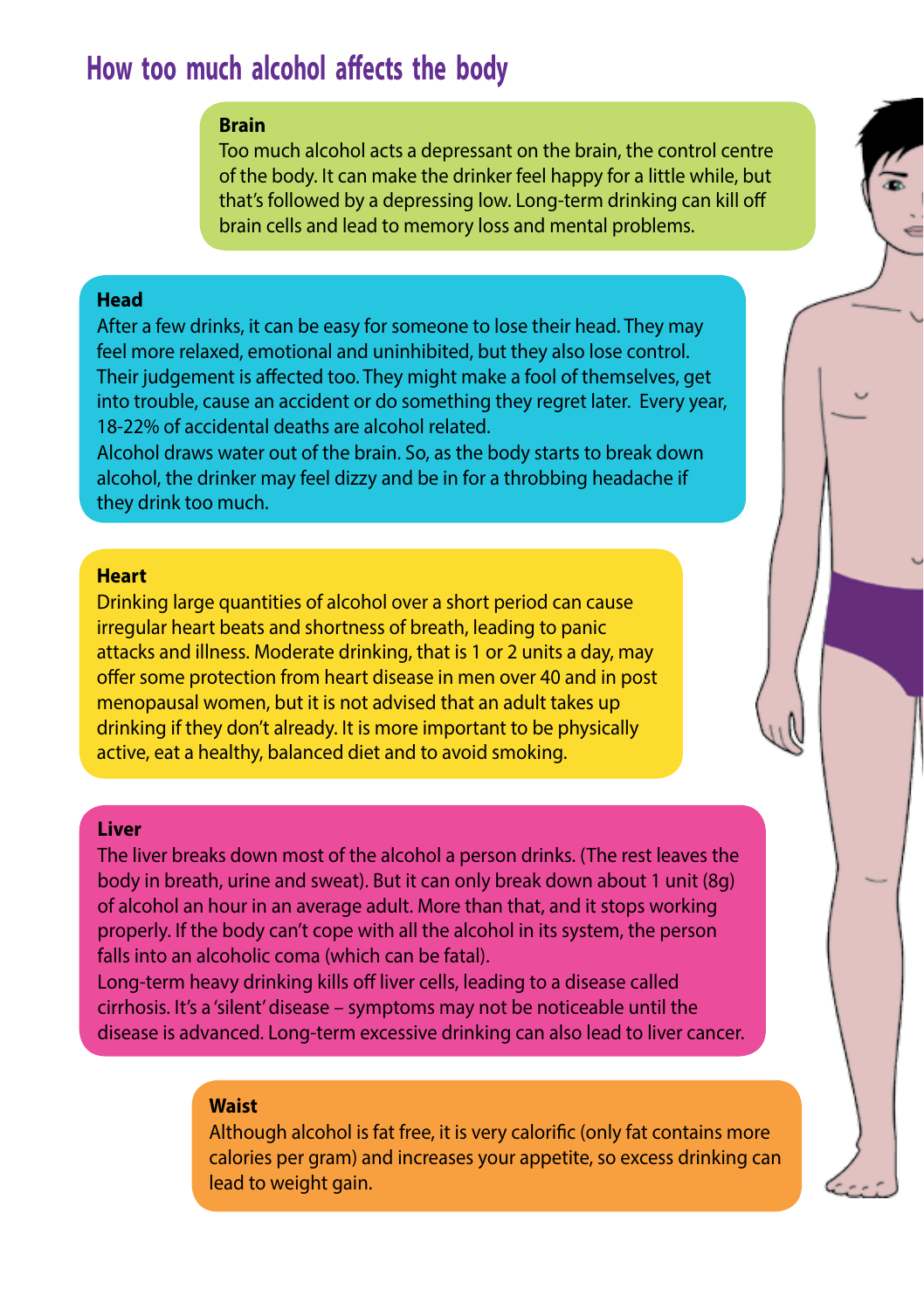# How too much alcohol affects the body

### Brain

Too much alcohol acts a depressant on the brain, the control centre of the body. It can make the drinker feel happy for a little while, but that's followed by a depressing low. Long-term drinking can kill off brain cells and lead to memory loss and mental problems.

### Head

After a few drinks, it can be easy for someone to lose their head. They may feel more relaxed, emotional and uninhibited, but they also lose control. Their judgement is affected too. They might make a fool of themselves, get into trouble, cause an accident or do something they regret later. Every year, 18-22% of accidental deaths are alcohol related.

Alcohol draws water out of the brain. So, as the body starts to break down alcohol, the drinker may feel dizzy and be in for a throbbing headache if they drink too much.

### Heart

Drinking large quantities of alcohol over a short period can cause irregular heart beats and shortness of breath, leading to panic attacks and illness. Moderate drinking, that is 1 or 2 units a day, may offer some protection from heart disease in men over 40 and in post menopausal women, but it is not advised that an adult takes up drinking if they don't already. It is more important to be physically active, eat a healthy, balanced diet and to avoid smoking.

### Liver

The liver breaks down most of the alcohol a person drinks. (The rest leaves the body in breath, urine and sweat). But it can only break down about 1 unit (8g) of alcohol an hour in an average adult. More than that, and it stops working properly. If the body can't cope with all the alcohol in its system, the person falls into an alcoholic coma (which can be fatal).

Long-term heavy drinking kills off liver cells, leading to a disease called cirrhosis. It's a 'silent' disease – symptoms may not be noticeable until the disease is advanced. Long-term excessive drinking can also lead to liver cancer.

### Waist

Although alcohol is fat free, it is very calorific (only fat contains more calories per gram) and increases your appetite, so excess drinking can lead to weight gain.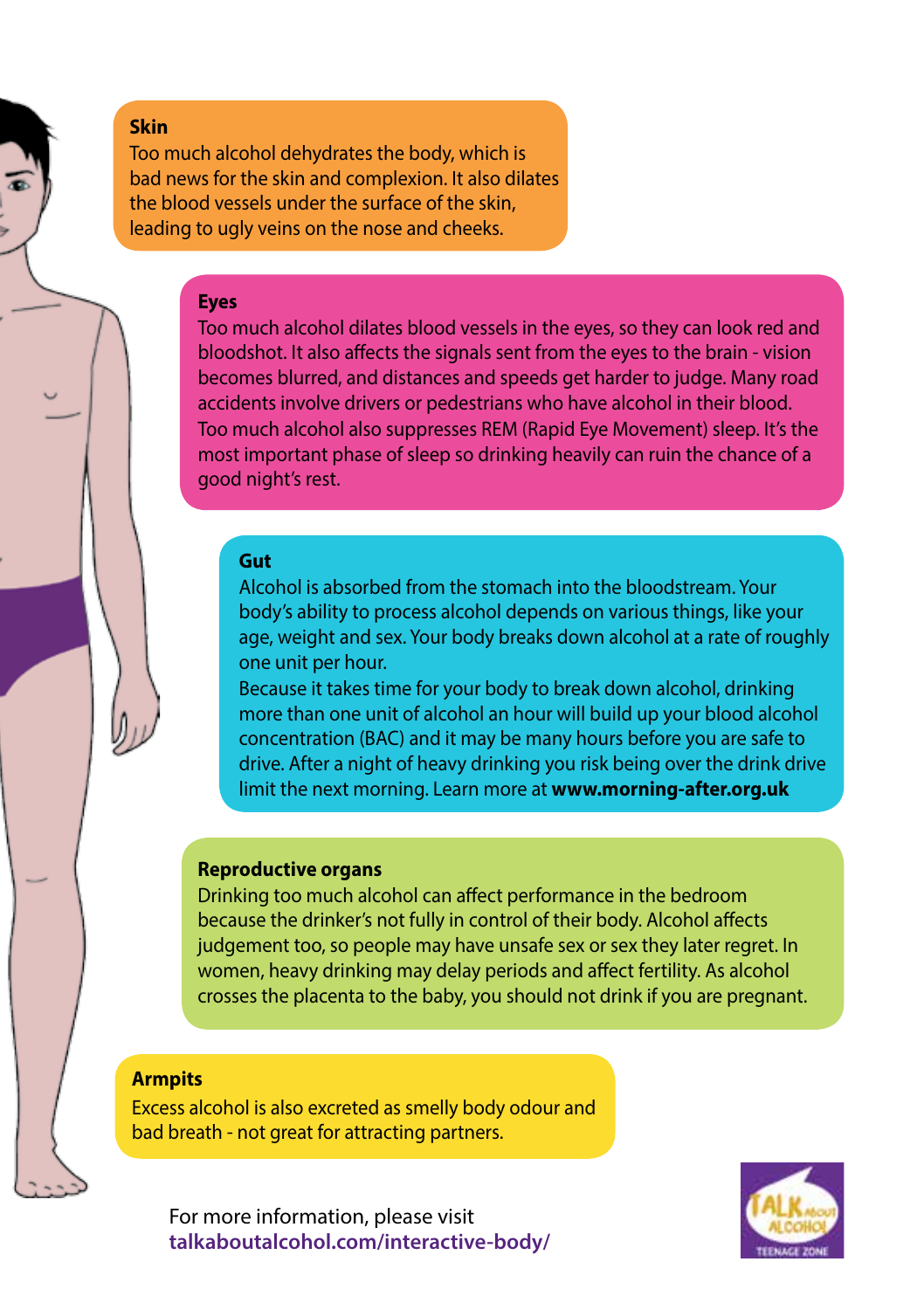## Skin

Too much alcohol dehydrates the body, which is bad news for the skin and complexion. It also dilates the blood vessels under the surface of the skin, leading to ugly veins on the nose and cheeks.

## Eyes

Too much alcohol dilates blood vessels in the eyes, so they can look red and bloodshot. It also affects the signals sent from the eyes to the brain - vision becomes blurred, and distances and speeds get harder to judge. Many road accidents involve drivers or pedestrians who have alcohol in their blood. Too much alcohol also suppresses REM (Rapid Eye Movement) sleep. It's the most important phase of sleep so drinking heavily can ruin the chance of a good night's rest.

## Gut

Alcohol is absorbed from the stomach into the bloodstream. Your body's ability to process alcohol depends on various things, like your age, weight and sex. Your body breaks down alcohol at a rate of roughly one unit per hour.

Because it takes time for your body to break down alcohol, drinking more than one unit of alcohol an hour will build up your blood alcohol concentration (BAC) and it may be many hours before you are safe to drive. After a night of heavy drinking you risk being over the drink drive limit the next morning. Learn more at **www.morning-after.org.uk**

## Reproductive organs

Drinking too much alcohol can affect performance in the bedroom because the drinker's not fully in control of their body. Alcohol affects judgement too, so people may have unsafe sex or sex they later regret. In women, heavy drinking may delay periods and affect fertility. As alcohol crosses the placenta to the baby, you should not drink if you are pregnant.

## Armpits

Excess alcohol is also excreted as smelly body odour and bad breath - not great for attracting partners.

For more information, please visit
**talkaboutalcohol.com/interactive-body/**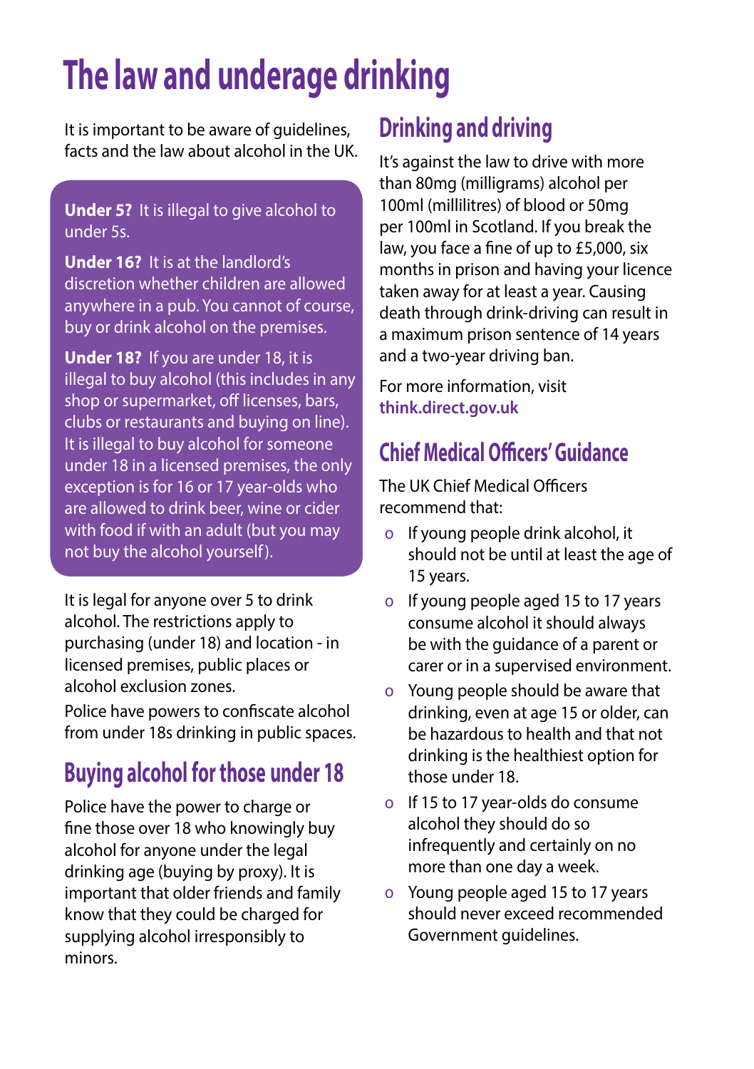# The law and underage drinking

It is important to be aware of guidelines, facts and the law about alcohol in the UK.

**Under 5?** It is illegal to give alcohol to under 5s.

**Under 16?** It is at the landlord's discretion whether children are allowed anywhere in a pub. You cannot of course, buy or drink alcohol on the premises.

**Under 18?** If you are under 18, it is illegal to buy alcohol (this includes in any shop or supermarket, off licenses, bars, clubs or restaurants and buying on line). It is illegal to buy alcohol for someone under 18 in a licensed premises, the only exception is for 16 or 17 year-olds who are allowed to drink beer, wine or cider with food if with an adult (but you may not buy the alcohol yourself).

It is legal for anyone over 5 to drink alcohol. The restrictions apply to purchasing (under 18) and location - in licensed premises, public places or alcohol exclusion zones.

Police have powers to confiscate alcohol from under 18s drinking in public spaces.

## Buying alcohol for those under 18

Police have the power to charge or fine those over 18 who knowingly buy alcohol for anyone under the legal drinking age (buying by proxy). It is important that older friends and family know that they could be charged for supplying alcohol irresponsibly to minors.

## Drinking and driving

It's against the law to drive with more than 80mg (milligrams) alcohol per 100ml (millilitres) of blood or 50mg per 100ml in Scotland. If you break the law, you face a fine of up to £5,000, six months in prison and having your licence taken away for at least a year. Causing death through drink-driving can result in a maximum prison sentence of 14 years and a two-year driving ban.

For more information, visit **think.direct.gov.uk**

## Chief Medical Officers' Guidance

The UK Chief Medical Officers recommend that:

- If young people drink alcohol, it should not be until at least the age of 15 years.
- If young people aged 15 to 17 years consume alcohol it should always be with the guidance of a parent or carer or in a supervised environment.
- Young people should be aware that drinking, even at age 15 or older, can be hazardous to health and that not drinking is the healthiest option for those under 18.
- If 15 to 17 year-olds do consume alcohol they should do so infrequently and certainly on no more than one day a week.
- Young people aged 15 to 17 years should never exceed recommended Government guidelines.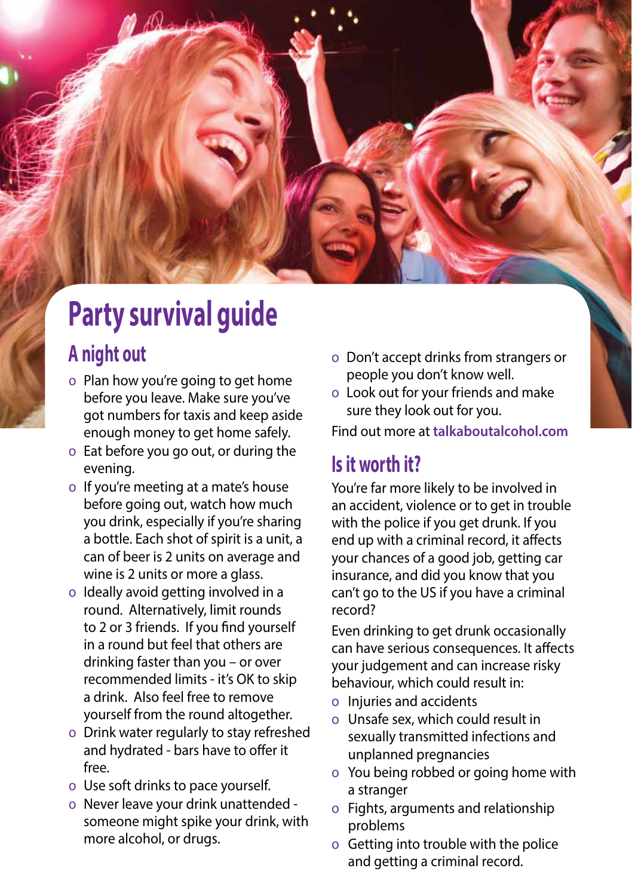# Party survival guide

## A night out

- Plan how you're going to get home before you leave. Make sure you've got numbers for taxis and keep aside enough money to get home safely.
- Eat before you go out, or during the evening.
- If you're meeting at a mate's house before going out, watch how much you drink, especially if you're sharing a bottle. Each shot of spirit is a unit, a can of beer is 2 units on average and wine is 2 units or more a glass.
- Ideally avoid getting involved in a round. Alternatively, limit rounds to 2 or 3 friends. If you find yourself in a round but feel that others are drinking faster than you – or over recommended limits - it's OK to skip a drink. Also feel free to remove yourself from the round altogether.
- Drink water regularly to stay refreshed and hydrated - bars have to offer it free.
- Use soft drinks to pace yourself.
- Never leave your drink unattended - someone might spike your drink, with more alcohol, or drugs.
- Don't accept drinks from strangers or people you don't know well.
- Look out for your friends and make sure they look out for you.

Find out more at **talkaboutalcohol.com**

## Is it worth it?

You're far more likely to be involved in an accident, violence or to get in trouble with the police if you get drunk. If you end up with a criminal record, it affects your chances of a good job, getting car insurance, and did you know that you can't go to the US if you have a criminal record?

Even drinking to get drunk occasionally can have serious consequences. It affects your judgement and can increase risky behaviour, which could result in:

- Injuries and accidents
- Unsafe sex, which could result in sexually transmitted infections and unplanned pregnancies
- You being robbed or going home with a stranger
- Fights, arguments and relationship problems
- Getting into trouble with the police and getting a criminal record.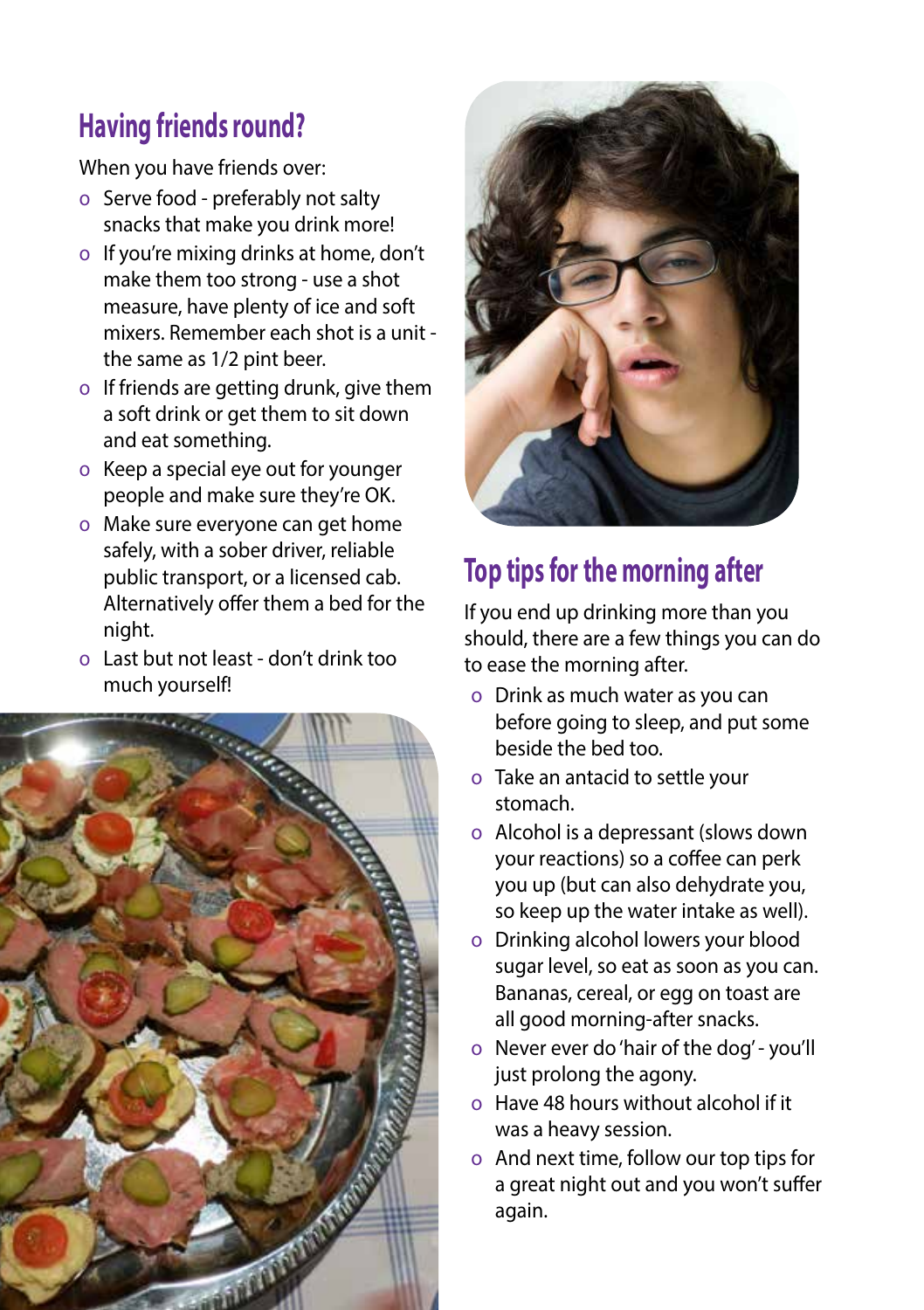## Having friends round?

When you have friends over:

- Serve food - preferably not salty snacks that make you drink more!
- If you're mixing drinks at home, don't make them too strong - use a shot measure, have plenty of ice and soft mixers. Remember each shot is a unit - the same as 1/2 pint beer.
- If friends are getting drunk, give them a soft drink or get them to sit down and eat something.
- Keep a special eye out for younger people and make sure they're OK.
- Make sure everyone can get home safely, with a sober driver, reliable public transport, or a licensed cab. Alternatively offer them a bed for the night.
- Last but not least - don't drink too much yourself!

## Top tips for the morning after

If you end up drinking more than you should, there are a few things you can do to ease the morning after.

- Drink as much water as you can before going to sleep, and put some beside the bed too.
- Take an antacid to settle your stomach.
- Alcohol is a depressant (slows down your reactions) so a coffee can perk you up (but can also dehydrate you, so keep up the water intake as well).
- Drinking alcohol lowers your blood sugar level, so eat as soon as you can. Bananas, cereal, or egg on toast are all good morning-after snacks.
- Never ever do 'hair of the dog' - you'll just prolong the agony.
- Have 48 hours without alcohol if it was a heavy session.
- And next time, follow our top tips for a great night out and you won't suffer again.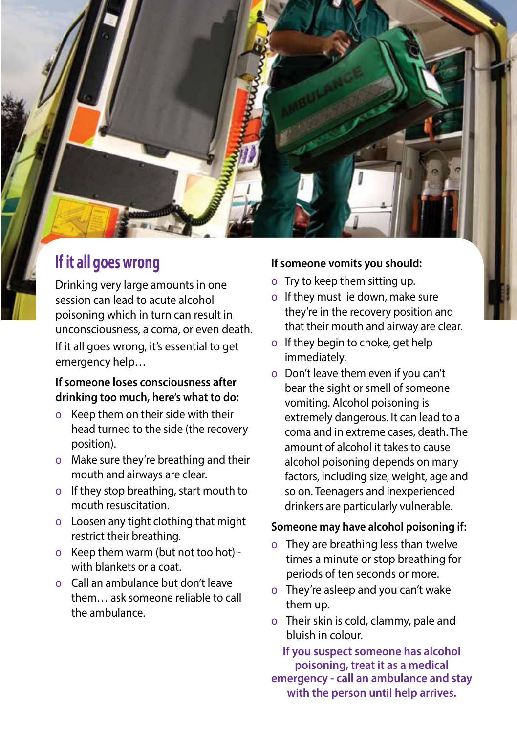## If it all goes wrong

Drinking very large amounts in one session can lead to acute alcohol poisoning which in turn can result in unconsciousness, a coma, or even death. If it all goes wrong, it's essential to get emergency help…

**If someone loses consciousness after drinking too much, here's what to do:**

- Keep them on their side with their head turned to the side (the recovery position).
- Make sure they're breathing and their mouth and airways are clear.
- If they stop breathing, start mouth to mouth resuscitation.
- Loosen any tight clothing that might restrict their breathing.
- Keep them warm (but not too hot) - with blankets or a coat.
- Call an ambulance but don't leave them… ask someone reliable to call the ambulance.

**If someone vomits you should:**

- Try to keep them sitting up.
- If they must lie down, make sure they're in the recovery position and that their mouth and airway are clear.
- If they begin to choke, get help immediately.
- Don't leave them even if you can't bear the sight or smell of someone vomiting. Alcohol poisoning is extremely dangerous. It can lead to a coma and in extreme cases, death. The amount of alcohol it takes to cause alcohol poisoning depends on many factors, including size, weight, age and so on. Teenagers and inexperienced drinkers are particularly vulnerable.

**Someone may have alcohol poisoning if:**

- They are breathing less than twelve times a minute or stop breathing for periods of ten seconds or more.
- They're asleep and you can't wake them up.
- Their skin is cold, clammy, pale and bluish in colour.

**If you suspect someone has alcohol poisoning, treat it as a medical emergency - call an ambulance and stay with the person until help arrives.**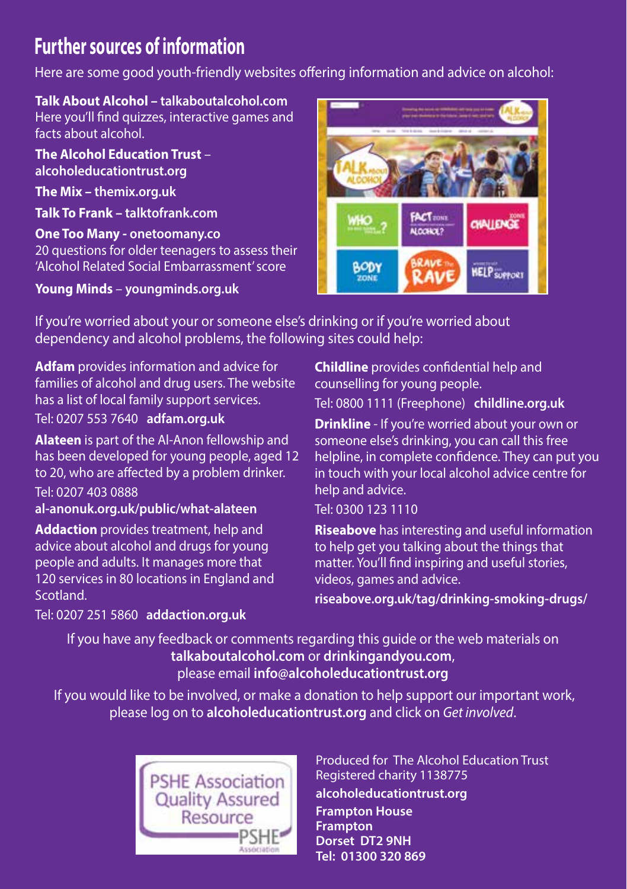## Further sources of information

Here are some good youth-friendly websites offering information and advice on alcohol:

**Talk About Alcohol – talkaboutalcohol.com**
Here you'll find quizzes, interactive games and facts about alcohol.

**The Alcohol Education Trust** – **alcoholeducationtrust.org**

**The Mix – themix.org.uk**

**Talk To Frank – talktofrank.com**

**One Too Many - onetoomany.co**
20 questions for older teenagers to assess their 'Alcohol Related Social Embarrassment' score

**Young Minds** – **youngminds.org.uk**

If you're worried about your or someone else's drinking or if you're worried about dependency and alcohol problems, the following sites could help:

**Adfam** provides information and advice for families of alcohol and drug users. The website has a list of local family support services.
Tel: 0207 553 7640 **adfam.org.uk**

**Alateen** is part of the Al-Anon fellowship and has been developed for young people, aged 12 to 20, who are affected by a problem drinker.
Tel: 0207 403 0888
**al-anonuk.org.uk/public/what-alateen**

**Addaction** provides treatment, help and advice about alcohol and drugs for young people and adults. It manages more that 120 services in 80 locations in England and Scotland.
Tel: 0207 251 5860 **addaction.org.uk**

**Childline** provides confidential help and counselling for young people.
Tel: 0800 1111 (Freephone) **childline.org.uk**

**Drinkline** - If you're worried about your own or someone else's drinking, you can call this free helpline, in complete confidence. They can put you in touch with your local alcohol advice centre for help and advice.
Tel: 0300 123 1110

**Riseabove** has interesting and useful information to help get you talking about the things that matter. You'll find inspiring and useful stories, videos, games and advice.
**riseabove.org.uk/tag/drinking-smoking-drugs/**

If you have any feedback or comments regarding this guide or the web materials on **talkaboutalcohol.com** or **drinkingandyou.com**, please email **info@alcoholeducationtrust.org**

If you would like to be involved, or make a donation to help support our important work, please log on to **alcoholeducationtrust.org** and click on *Get involved*.

PSHE Association Quality Assured Resource

Produced for The Alcohol Education Trust
Registered charity 1138775
**alcoholeducationtrust.org**
**Frampton House**
**Frampton**
**Dorset DT2 9NH**
**Tel: 01300 320 869**